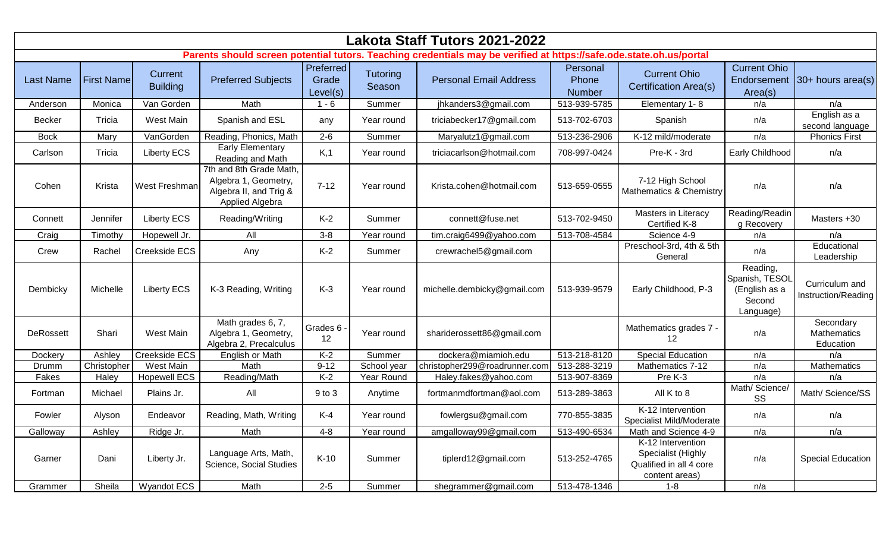# Lakota Staff Tutors 2021-2022

**Parents should screen potential tutors. Teaching credentials may be verified at https://safe.ode.state.oh.us/portal**

| Last Name | First Name | Current Building | Preferred Subjects | Preferred Grade Level(s) | Tutoring Season | Personal Email Address | Personal Phone Number | Current Ohio Certification Area(s) | Current Ohio Endorsement Area(s) | 30+ hours area(s) |
|---|---|---|---|---|---|---|---|---|---|---|
| Anderson | Monica | Van Gorden | Math | 1 - 6 | Summer | jhkanders3@gmail.com | 513-939-5785 | Elementary 1- 8 | n/a | n/a |
| Becker | Tricia | West Main | Spanish and ESL | any | Year round | triciabecker17@gmail.com | 513-702-6703 | Spanish | n/a | English as a second language |
| Bock | Mary | VanGorden | Reading, Phonics, Math | 2-6 | Summer | Maryalutz1@gmail.com | 513-236-2906 | K-12 mild/moderate | n/a | Phonics First |
| Carlson | Tricia | Liberty ECS | Early Elementary Reading and Math | K,1 | Year round | triciacarlson@hotmail.com | 708-997-0424 | Pre-K - 3rd | Early Childhood | n/a |
| Cohen | Krista | West Freshman | 7th and 8th Grade Math, Algebra 1, Geometry, Algebra II, and Trig & Applied Algebra | 7-12 | Year round | Krista.cohen@hotmail.com | 513-659-0555 | 7-12 High School Mathematics & Chemistry | n/a | n/a |
| Connett | Jennifer | Liberty ECS | Reading/Writing | K-2 | Summer | connett@fuse.net | 513-702-9450 | Masters in Literacy Certified K-8 | Reading/Reading Recovery | Masters +30 |
| Craig | Timothy | Hopewell Jr. | All | 3-8 | Year round | tim.craig6499@yahoo.com | 513-708-4584 | Science 4-9 | n/a | n/a |
| Crew | Rachel | Creekside ECS | Any | K-2 | Summer | crewrachel5@gmail.com | | Preschool-3rd, 4th & 5th General | n/a | Educational Leadership |
| Dembicky | Michelle | Liberty ECS | K-3 Reading, Writing | K-3 | Year round | michelle.dembicky@gmail.com | 513-939-9579 | Early Childhood, P-3 | Reading, Spanish, TESOL (English as a Second Language) | Curriculum and Instruction/Reading |
| DeRossett | Shari | West Main | Math grades 6, 7, Algebra 1, Geometry, Algebra 2, Precalculus | Grades 6 - 12 | Year round | shariderossett86@gmail.com | | Mathematics grades 7 - 12 | n/a | Secondary Mathematics Education |
| Dockery | Ashley | Creekside ECS | English or Math | K-2 | Summer | dockera@miamioh.edu | 513-218-8120 | Special Education | n/a | n/a |
| Drumm | Christopher | West Main | Math | 9-12 | School year | christopher299@roadrunner.com | 513-288-3219 | Mathematics 7-12 | n/a | Mathematics |
| Fakes | Haley | Hopewell ECS | Reading/Math | K-2 | Year Round | Haley.fakes@yahoo.com | 513-907-8369 | Pre K-3 | n/a | n/a |
| Fortman | Michael | Plains Jr. | All | 9 to 3 | Anytime | fortmanmdfortman@aol.com | 513-289-3863 | All K to 8 | Math/ Science/ SS | Math/ Science/SS |
| Fowler | Alyson | Endeavor | Reading, Math, Writing | K-4 | Year round | fowlergsu@gmail.com | 770-855-3835 | K-12 Intervention Specialist Mild/Moderate | n/a | n/a |
| Galloway | Ashley | Ridge Jr. | Math | 4-8 | Year round | amgalloway99@gmail.com | 513-490-6534 | Math and Science 4-9 | n/a | n/a |
| Garner | Dani | Liberty Jr. | Language Arts, Math, Science, Social Studies | K-10 | Summer | tiplerd12@gmail.com | 513-252-4765 | K-12 Intervention Specialist (Highly Qualified in all 4 core content areas) | n/a | Special Education |
| Grammer | Sheila | Wyandot ECS | Math | 2-5 | Summer | shegrammer@gmail.com | 513-478-1346 | 1-8 | n/a | |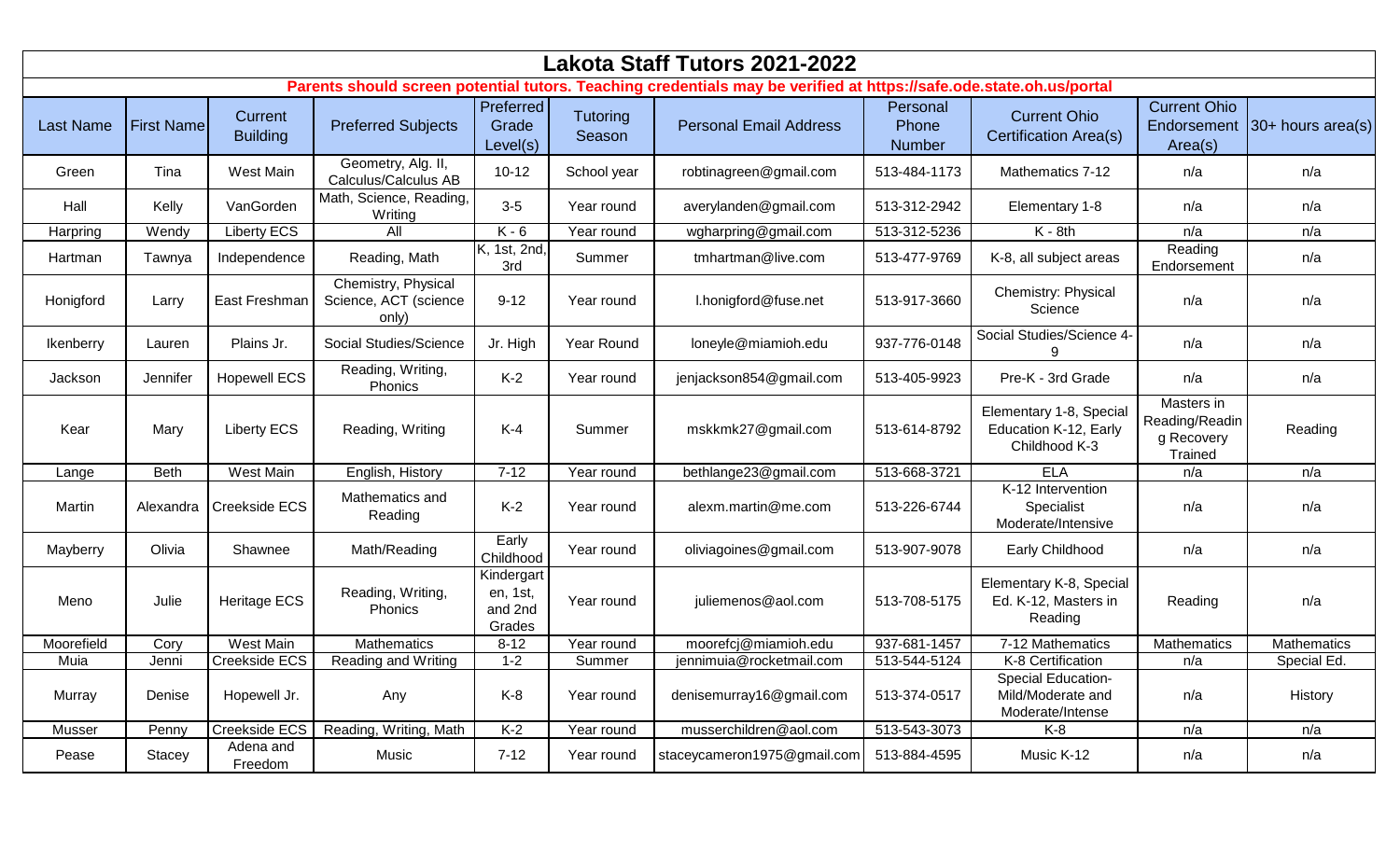# Lakota Staff Tutors 2021-2022

**Parents should screen potential tutors. Teaching credentials may be verified at https://safe.ode.state.oh.us/portal**

| Last Name | First Name | Current Building | Preferred Subjects | Preferred Grade Level(s) | Tutoring Season | Personal Email Address | Personal Phone Number | Current Ohio Certification Area(s) | Current Ohio Endorsement Area(s) | 30+ hours area(s) |
|---|---|---|---|---|---|---|---|---|---|---|
| Green | Tina | West Main | Geometry, Alg. II, Calculus/Calculus AB | 10-12 | School year | robtinagreen@gmail.com | 513-484-1173 | Mathematics 7-12 | n/a | n/a |
| Hall | Kelly | VanGorden | Math, Science, Reading, Writing | 3-5 | Year round | averylanden@gmail.com | 513-312-2942 | Elementary 1-8 | n/a | n/a |
| Harpring | Wendy | Liberty ECS | All | K - 6 | Year round | wgharpring@gmail.com | 513-312-5236 | K - 8th | n/a | n/a |
| Hartman | Tawnya | Independence | Reading, Math | K, 1st, 2nd, 3rd | Summer | tmhartman@live.com | 513-477-9769 | K-8, all subject areas | Reading Endorsement | n/a |
| Honigford | Larry | East Freshman | Chemistry, Physical Science, ACT (science only) | 9-12 | Year round | l.honigford@fuse.net | 513-917-3660 | Chemistry: Physical Science | n/a | n/a |
| Ikenberry | Lauren | Plains Jr. | Social Studies/Science | Jr. High | Year Round | loneyle@miamioh.edu | 937-776-0148 | Social Studies/Science 4-9 | n/a | n/a |
| Jackson | Jennifer | Hopewell ECS | Reading, Writing, Phonics | K-2 | Year round | jenjackson854@gmail.com | 513-405-9923 | Pre-K - 3rd Grade | n/a | n/a |
| Kear | Mary | Liberty ECS | Reading, Writing | K-4 | Summer | mskkmk27@gmail.com | 513-614-8792 | Elementary 1-8, Special Education K-12, Early Childhood K-3 | Masters in Reading/Reading Recovery Trained | Reading |
| Lange | Beth | West Main | English, History | 7-12 | Year round | bethlange23@gmail.com | 513-668-3721 | ELA | n/a | n/a |
| Martin | Alexandra | Creekside ECS | Mathematics and Reading | K-2 | Year round | alexm.martin@me.com | 513-226-6744 | K-12 Intervention Specialist Moderate/Intensive | n/a | n/a |
| Mayberry | Olivia | Shawnee | Math/Reading | Early Childhood | Year round | oliviagoines@gmail.com | 513-907-9078 | Early Childhood | n/a | n/a |
| Meno | Julie | Heritage ECS | Reading, Writing, Phonics | Kindergarten, 1st, and 2nd Grades | Year round | juliemenos@aol.com | 513-708-5175 | Elementary K-8, Special Ed. K-12, Masters in Reading | Reading | n/a |
| Moorefield | Cory | West Main | Mathematics | 8-12 | Year round | moorefcj@miamioh.edu | 937-681-1457 | 7-12 Mathematics | Mathematics | Mathematics |
| Muia | Jenni | Creekside ECS | Reading and Writing | 1-2 | Summer | jennimuia@rocketmail.com | 513-544-5124 | K-8 Certification | n/a | Special Ed. |
| Murray | Denise | Hopewell Jr. | Any | K-8 | Year round | denisemurray16@gmail.com | 513-374-0517 | Special Education-Mild/Moderate and Moderate/Intense | n/a | History |
| Musser | Penny | Creekside ECS | Reading, Writing, Math | K-2 | Year round | musserchildren@aol.com | 513-543-3073 | K-8 | n/a | n/a |
| Pease | Stacey | Adena and Freedom | Music | 7-12 | Year round | staceycameron1975@gmail.com | 513-884-4595 | Music K-12 | n/a | n/a |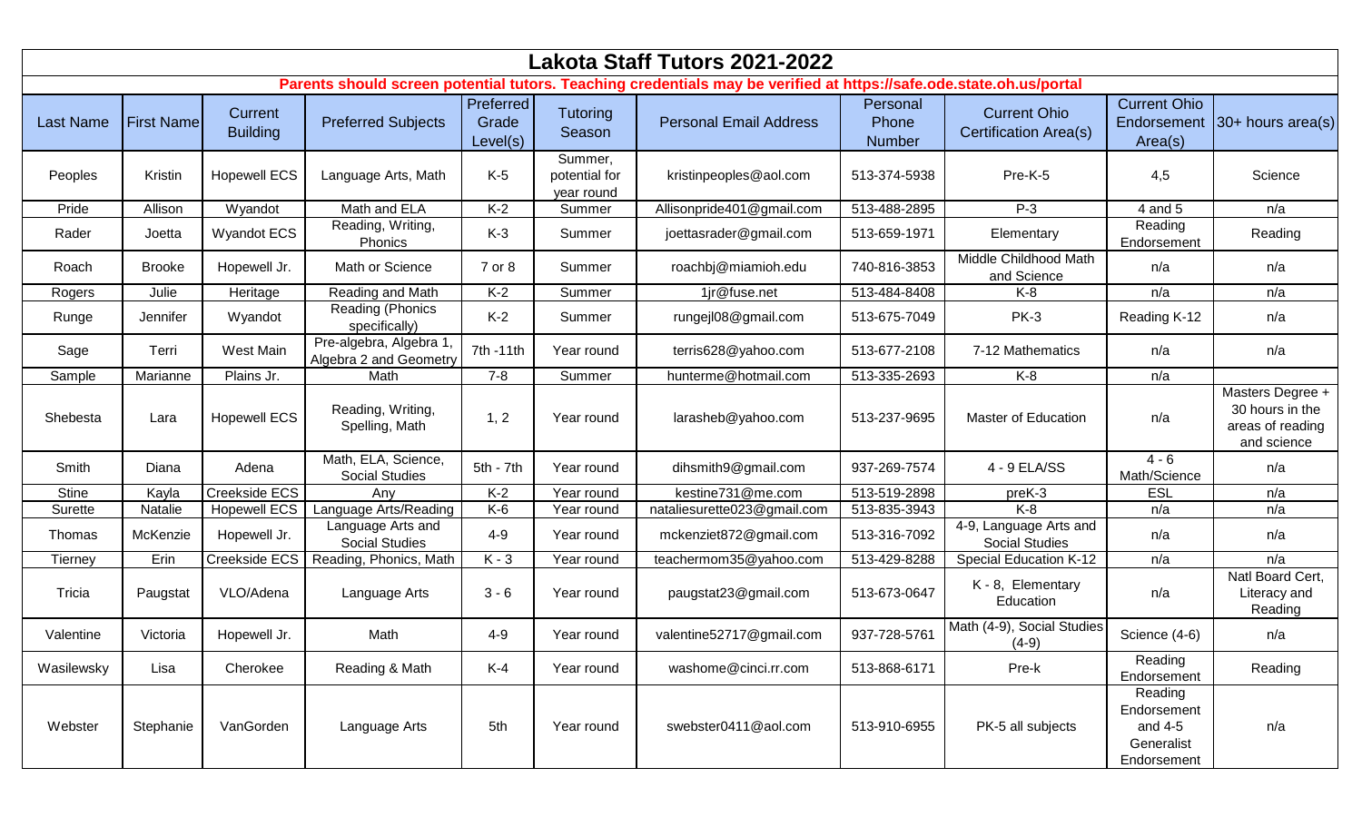# Lakota Staff Tutors 2021-2022

**Parents should screen potential tutors. Teaching credentials may be verified at https://safe.ode.state.oh.us/portal**

| Last Name | First Name | Current Building | Preferred Subjects | Preferred Grade Level(s) | Tutoring Season | Personal Email Address | Personal Phone Number | Current Ohio Certification Area(s) | Current Ohio Endorsement Area(s) | 30+ hours area(s) |
|---|---|---|---|---|---|---|---|---|---|---|
| Peoples | Kristin | Hopewell ECS | Language Arts, Math | K-5 | Summer, potential for year round | kristinpeoples@aol.com | 513-374-5938 | Pre-K-5 | 4,5 | Science |
| Pride | Allison | Wyandot | Math and ELA | K-2 | Summer | Allisonpride401@gmail.com | 513-488-2895 | P-3 | 4 and 5 | n/a |
| Rader | Joetta | Wyandot ECS | Reading, Writing, Phonics | K-3 | Summer | joettasrader@gmail.com | 513-659-1971 | Elementary | Reading Endorsement | Reading |
| Roach | Brooke | Hopewell Jr. | Math or Science | 7 or 8 | Summer | roachbj@miamioh.edu | 740-816-3853 | Middle Childhood Math and Science | n/a | n/a |
| Rogers | Julie | Heritage | Reading and Math | K-2 | Summer | 1jr@fuse.net | 513-484-8408 | K-8 | n/a | n/a |
| Runge | Jennifer | Wyandot | Reading (Phonics specifically) | K-2 | Summer | rungejl08@gmail.com | 513-675-7049 | PK-3 | Reading K-12 | n/a |
| Sage | Terri | West Main | Pre-algebra, Algebra 1, Algebra 2 and Geometry | 7th -11th | Year round | terris628@yahoo.com | 513-677-2108 | 7-12 Mathematics | n/a | n/a |
| Sample | Marianne | Plains Jr. | Math | 7-8 | Summer | hunterme@hotmail.com | 513-335-2693 | K-8 | n/a | |
| Shebesta | Lara | Hopewell ECS | Reading, Writing, Spelling, Math | 1, 2 | Year round | larasheb@yahoo.com | 513-237-9695 | Master of Education | n/a | Masters Degree + 30 hours in the areas of reading and science |
| Smith | Diana | Adena | Math, ELA, Science, Social Studies | 5th - 7th | Year round | dihsmith9@gmail.com | 937-269-7574 | 4 - 9 ELA/SS | 4 - 6 Math/Science | n/a |
| Stine | Kayla | Creekside ECS | Any | K-2 | Year round | kestine731@me.com | 513-519-2898 | preK-3 | ESL | n/a |
| Surette | Natalie | Hopewell ECS | Language Arts/Reading | K-6 | Year round | nataliesurette023@gmail.com | 513-835-3943 | K-8 | n/a | n/a |
| Thomas | McKenzie | Hopewell Jr. | Language Arts and Social Studies | 4-9 | Year round | mckenziet872@gmail.com | 513-316-7092 | 4-9, Language Arts and Social Studies | n/a | n/a |
| Tierney | Erin | Creekside ECS | Reading, Phonics, Math | K - 3 | Year round | teachermom35@yahoo.com | 513-429-8288 | Special Education K-12 | n/a | n/a |
| Tricia | Paugstat | VLO/Adena | Language Arts | 3 - 6 | Year round | paugstat23@gmail.com | 513-673-0647 | K - 8, Elementary Education | n/a | Natl Board Cert, Literacy and Reading |
| Valentine | Victoria | Hopewell Jr. | Math | 4-9 | Year round | valentine52717@gmail.com | 937-728-5761 | Math (4-9), Social Studies (4-9) | Science (4-6) | n/a |
| Wasilewsky | Lisa | Cherokee | Reading & Math | K-4 | Year round | washome@cinci.rr.com | 513-868-6171 | Pre-k | Reading Endorsement | Reading |
| Webster | Stephanie | VanGorden | Language Arts | 5th | Year round | swebster0411@aol.com | 513-910-6955 | PK-5 all subjects | Reading Endorsement and 4-5 Generalist Endorsement | n/a |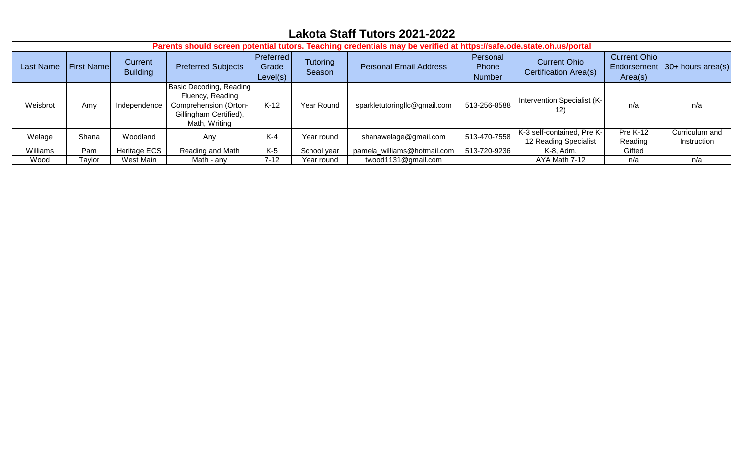# Lakota Staff Tutors 2021-2022

**Parents should screen potential tutors. Teaching credentials may be verified at https://safe.ode.state.oh.us/portal**

| Last Name | First Name | Current Building | Preferred Subjects | Preferred Grade Level(s) | Tutoring Season | Personal Email Address | Personal Phone Number | Current Ohio Certification Area(s) | Current Ohio Endorsement Area(s) | 30+ hours area(s) |
|---|---|---|---|---|---|---|---|---|---|---|
| Weisbrot | Amy | Independence | Basic Decoding, Reading Fluency, Reading Comprehension (Orton-Gillingham Certified), Math, Writing | K-12 | Year Round | sparkletutoringllc@gmail.com | 513-256-8588 | Intervention Specialist (K-12) | n/a | n/a |
| Welage | Shana | Woodland | Any | K-4 | Year round | shanawelage@gmail.com | 513-470-7558 | K-3 self-contained, Pre K-12 Reading Specialist | Pre K-12 Reading | Curriculum and Instruction |
| Williams | Pam | Heritage ECS | Reading and Math | K-5 | School year | pamela_williams@hotmail.com | 513-720-9236 | K-8, Adm. | Gifted | |
| Wood | Taylor | West Main | Math - any | 7-12 | Year round | twood1131@gmail.com | | AYA Math 7-12 | n/a | n/a |